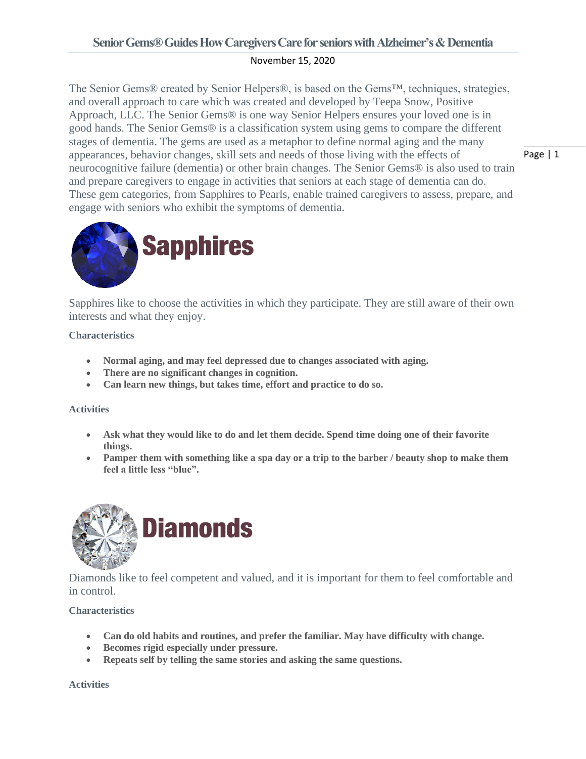# Senior Gems® Guides How Caregivers Care for seniors with Alzheimer's & Dementia

November 15, 2020

The Senior Gems® created by Senior Helpers®, is based on the Gems™, techniques, strategies, and overall approach to care which was created and developed by Teepa Snow, Positive Approach, LLC. The Senior Gems® is one way Senior Helpers ensures your loved one is in good hands. The Senior Gems® is a classification system using gems to compare the different stages of dementia. The gems are used as a metaphor to define normal aging and the many appearances, behavior changes, skill sets and needs of those living with the effects of neurocognitive failure (dementia) or other brain changes. The Senior Gems® is also used to train and prepare caregivers to engage in activities that seniors at each stage of dementia can do. These gem categories, from Sapphires to Pearls, enable trained caregivers to assess, prepare, and engage with seniors who exhibit the symptoms of dementia.

## Sapphires

Sapphires like to choose the activities in which they participate. They are still aware of their own interests and what they enjoy.

**Characteristics**

- **Normal aging, and may feel depressed due to changes associated with aging.**
- **There are no significant changes in cognition.**
- **Can learn new things, but takes time, effort and practice to do so.**

**Activities**

- **Ask what they would like to do and let them decide. Spend time doing one of their favorite things.**
- **Pamper them with something like a spa day or a trip to the barber / beauty shop to make them feel a little less "blue".**

## Diamonds

Diamonds like to feel competent and valued, and it is important for them to feel comfortable and in control.

**Characteristics**

- **Can do old habits and routines, and prefer the familiar. May have difficulty with change.**
- **Becomes rigid especially under pressure.**
- **Repeats self by telling the same stories and asking the same questions.**

**Activities**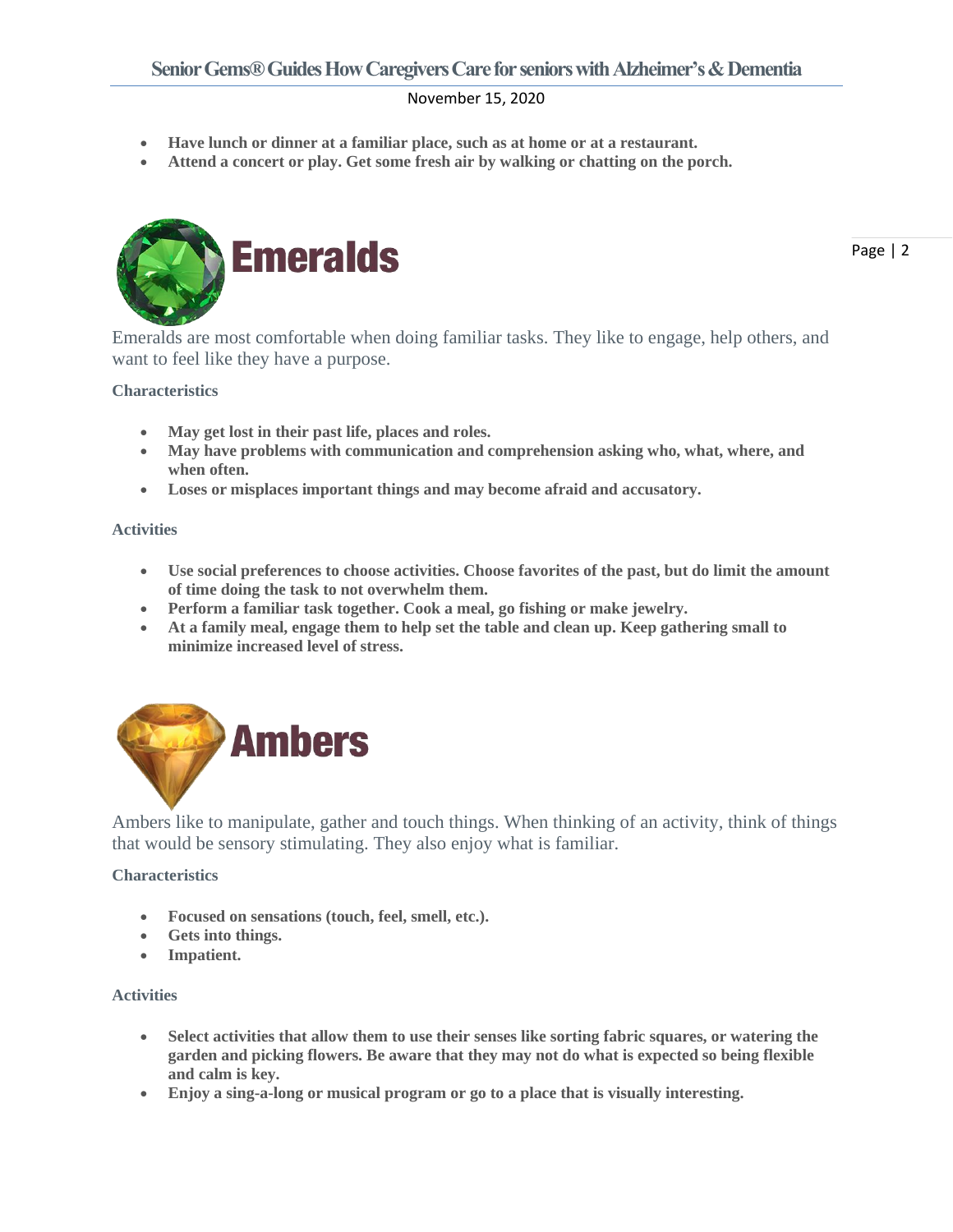- Have lunch or dinner at a familiar place, such as at home or at a restaurant.
- Attend a concert or play. Get some fresh air by walking or chatting on the porch.

# Emeralds

Emeralds are most comfortable when doing familiar tasks. They like to engage, help others, and want to feel like they have a purpose.

**Characteristics**

- **May get lost in their past life, places and roles.**
- **May have problems with communication and comprehension asking who, what, where, and when often.**
- **Loses or misplaces important things and may become afraid and accusatory.**

**Activities**

- **Use social preferences to choose activities. Choose favorites of the past, but do limit the amount of time doing the task to not overwhelm them.**
- **Perform a familiar task together. Cook a meal, go fishing or make jewelry.**
- **At a family meal, engage them to help set the table and clean up. Keep gathering small to minimize increased level of stress.**

# Ambers

Ambers like to manipulate, gather and touch things. When thinking of an activity, think of things that would be sensory stimulating. They also enjoy what is familiar.

**Characteristics**

- **Focused on sensations (touch, feel, smell, etc.).**
- **Gets into things.**
- **Impatient.**

**Activities**

- **Select activities that allow them to use their senses like sorting fabric squares, or watering the garden and picking flowers. Be aware that they may not do what is expected so being flexible and calm is key.**
- **Enjoy a sing-a-long or musical program or go to a place that is visually interesting.**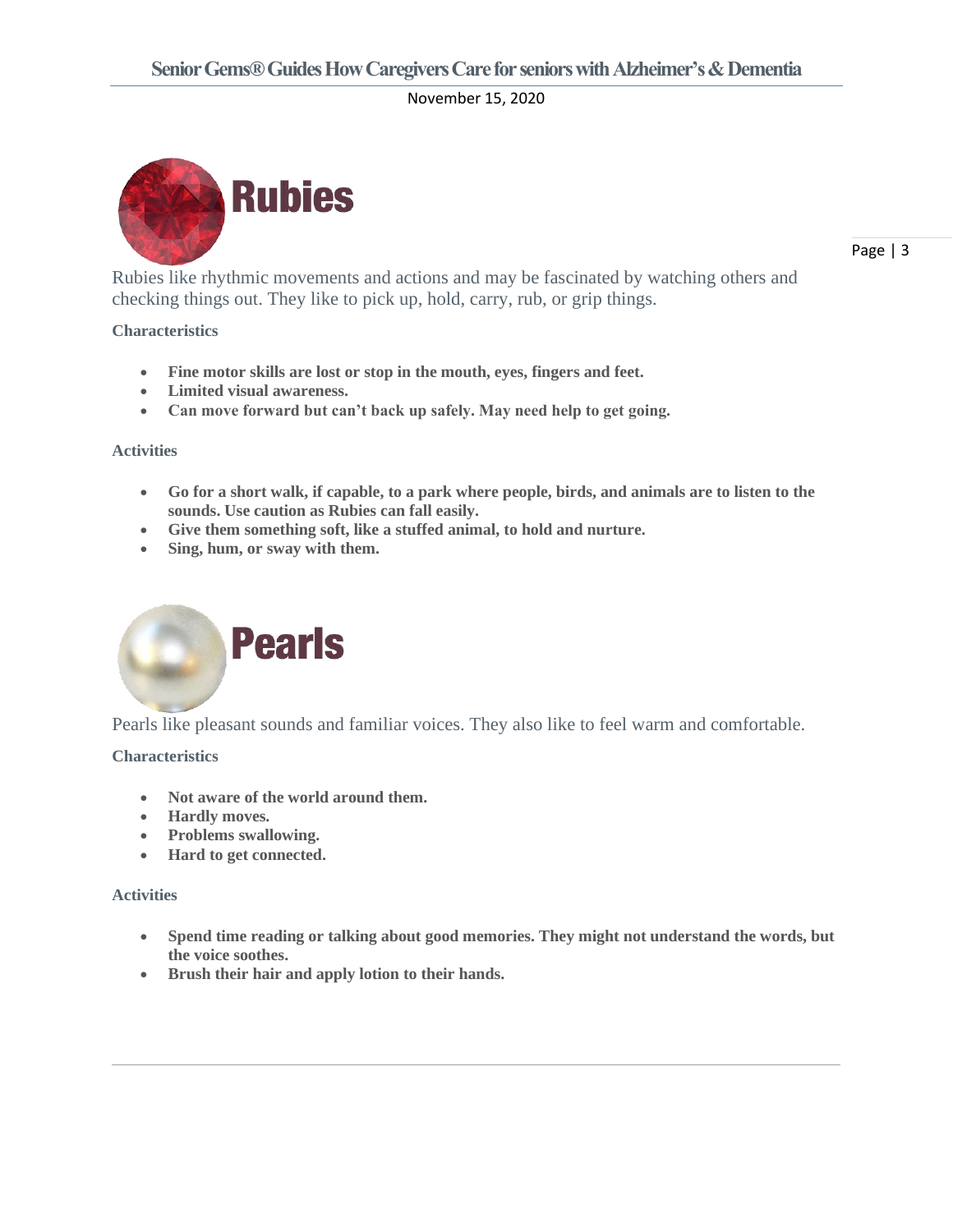## Rubies

Rubies like rhythmic movements and actions and may be fascinated by watching others and checking things out. They like to pick up, hold, carry, rub, or grip things.

**Characteristics**

- **Fine motor skills are lost or stop in the mouth, eyes, fingers and feet.**
- **Limited visual awareness.**
- **Can move forward but can't back up safely. May need help to get going.**

**Activities**

- **Go for a short walk, if capable, to a park where people, birds, and animals are to listen to the sounds. Use caution as Rubies can fall easily.**
- **Give them something soft, like a stuffed animal, to hold and nurture.**
- **Sing, hum, or sway with them.**

## Pearls

Pearls like pleasant sounds and familiar voices. They also like to feel warm and comfortable.

**Characteristics**

- **Not aware of the world around them.**
- **Hardly moves.**
- **Problems swallowing.**
- **Hard to get connected.**

**Activities**

- **Spend time reading or talking about good memories. They might not understand the words, but the voice soothes.**
- **Brush their hair and apply lotion to their hands.**